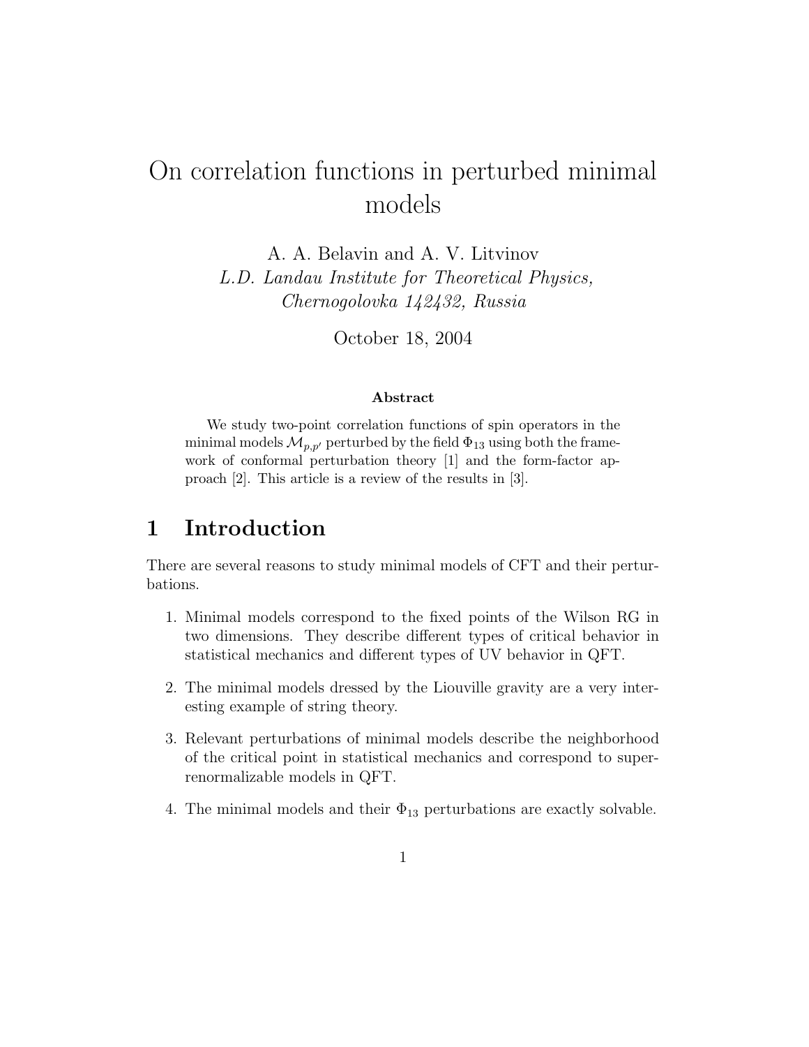# On correlation functions in perturbed minimal models

A. A. Belavin and A. V. Litvinov
*L.D. Landau Institute for Theoretical Physics, Chernogolovka 142432, Russia*

October 18, 2004

### Abstract

We study two-point correlation functions of spin operators in the minimal models $\mathcal{M}_{p,p'}$ perturbed by the field $\Phi_{13}$ using both the framework of conformal perturbation theory [1] and the form-factor approach [2]. This article is a review of the results in [3].

## 1 Introduction

There are several reasons to study minimal models of CFT and their perturbations.

1. Minimal models correspond to the fixed points of the Wilson RG in two dimensions. They describe different types of critical behavior in statistical mechanics and different types of UV behavior in QFT.

2. The minimal models dressed by the Liouville gravity are a very interesting example of string theory.

3. Relevant perturbations of minimal models describe the neighborhood of the critical point in statistical mechanics and correspond to super-renormalizable models in QFT.

4. The minimal models and their $\Phi_{13}$ perturbations are exactly solvable.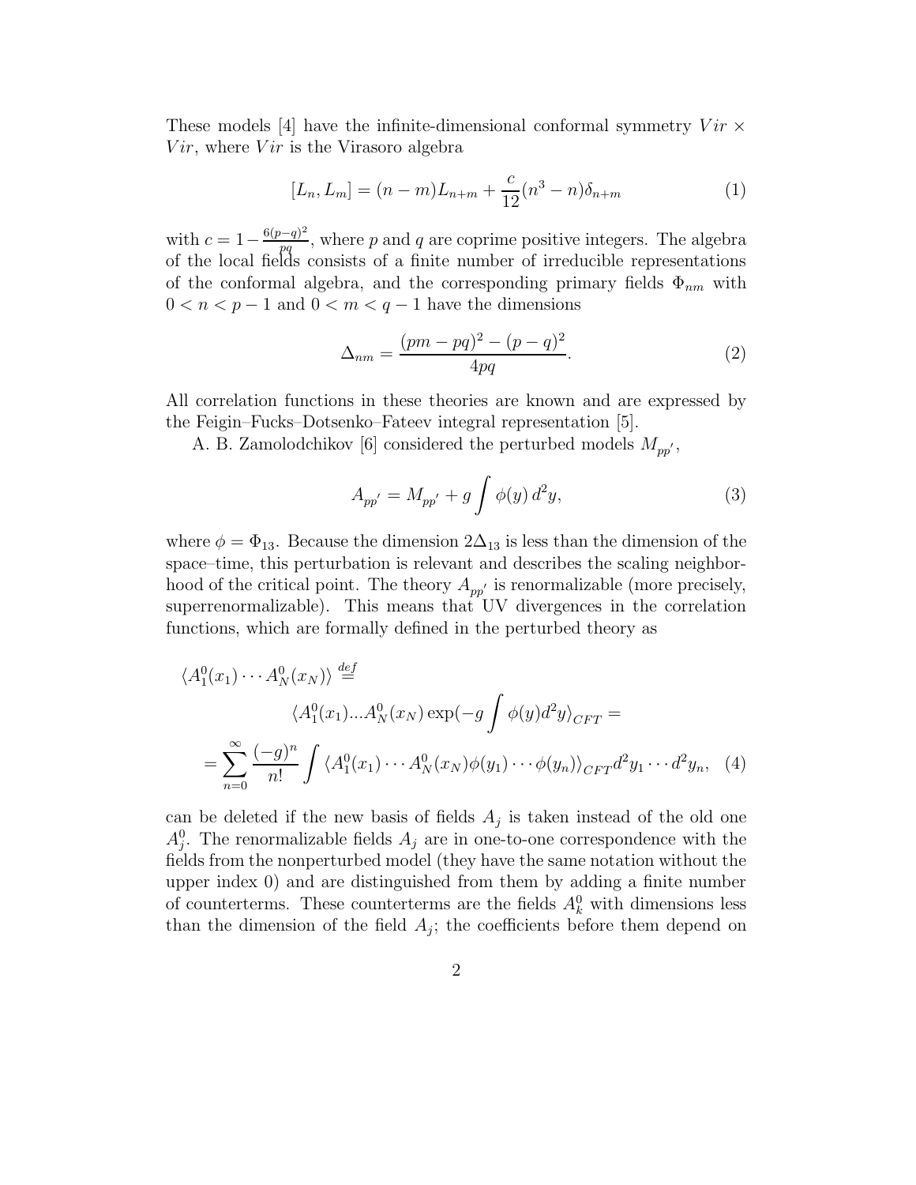These models [4] have the infinite-dimensional conformal symmetry $Vir \times Vir$, where $Vir$ is the Virasoro algebra

$$[L_n, L_m] = (n-m)L_{n+m} + \frac{c}{12}(n^3 - n)\delta_{n+m} \tag{1}$$

with $c = 1 - \frac{6(p-q)^2}{pq}$, where $p$ and $q$ are coprime positive integers. The algebra of the local fields consists of a finite number of irreducible representations of the conformal algebra, and the corresponding primary fields $\Phi_{nm}$ with $0 < n < p-1$ and $0 < m < q-1$ have the dimensions

$$\Delta_{nm} = \frac{(pm - pq)^2 - (p-q)^2}{4pq}. \tag{2}$$

All correlation functions in these theories are known and are expressed by the Feigin–Fucks–Dotsenko–Fateev integral representation [5].

A. B. Zamolodchikov [6] considered the perturbed models $M_{pp'}$,

$$A_{pp'} = M_{pp'} + g\int \phi(y)\, d^2y, \tag{3}$$

where $\phi = \Phi_{13}$. Because the dimension $2\Delta_{13}$ is less than the dimension of the space–time, this perturbation is relevant and describes the scaling neighborhood of the critical point. The theory $A_{pp'}$ is renormalizable (more precisely, superrenormalizable). This means that UV divergences in the correlation functions, which are formally defined in the perturbed theory as

$$\begin{aligned} \langle A_1^0(x_1)\cdots A_N^0(x_N)\rangle &\stackrel{def}{=} \\ &\langle A_1^0(x_1)...A_N^0(x_N)\exp(-g\int \phi(y)d^2y\rangle_{CFT} = \\ = \sum_{n=0}^{\infty}\frac{(-g)^n}{n!}&\int \langle A_1^0(x_1)\cdots A_N^0(x_N)\phi(y_1)\cdots\phi(y_n)\rangle_{CFT} d^2y_1\cdots d^2y_n, \end{aligned} \tag{4}$$

can be deleted if the new basis of fields $A_j$ is taken instead of the old one $A_j^0$. The renormalizable fields $A_j$ are in one-to-one correspondence with the fields from the nonperturbed model (they have the same notation without the upper index 0) and are distinguished from them by adding a finite number of counterterms. These counterterms are the fields $A_k^0$ with dimensions less than the dimension of the field $A_j$; the coefficients before them depend on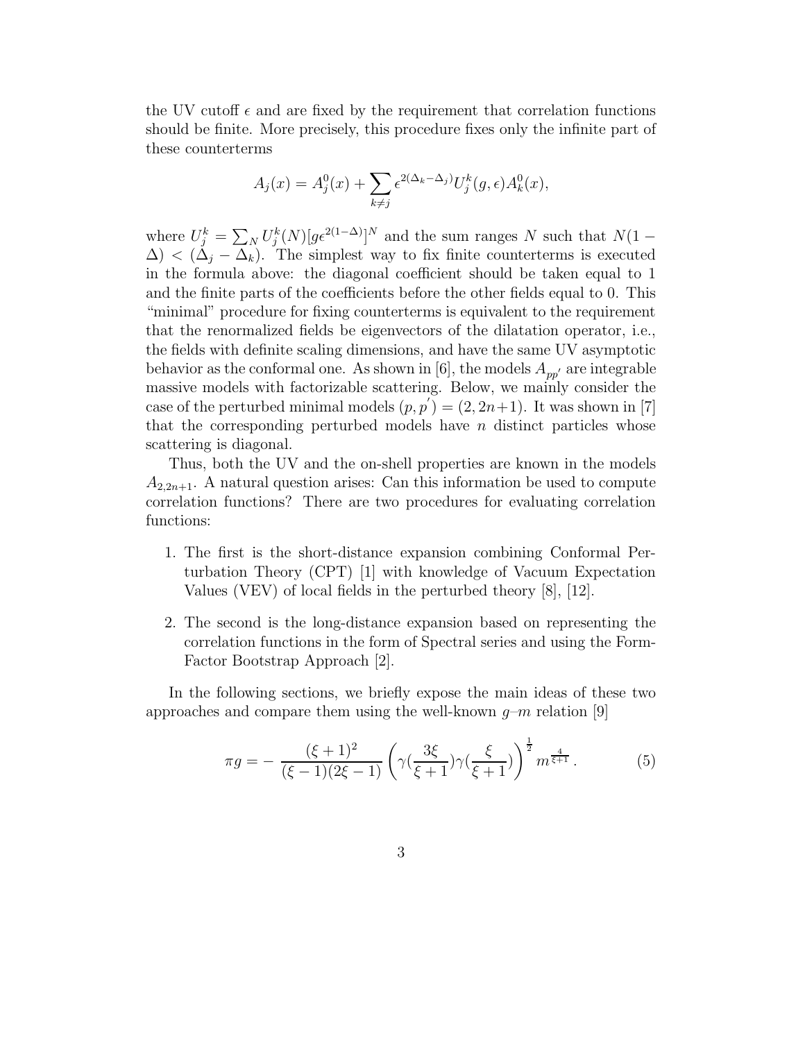the UV cutoff $\epsilon$ and are fixed by the requirement that correlation functions should be finite. More precisely, this procedure fixes only the infinite part of these counterterms

$$A_j(x) = A_j^0(x) + \sum_{k \neq j} \epsilon^{2(\Delta_k - \Delta_j)} U_j^k(g, \epsilon) A_k^0(x),$$

where $U_j^k = \sum_N U_j^k(N)[g\epsilon^{2(1-\Delta)}]^N$ and the sum ranges $N$ such that $N(1 - \Delta) < (\Delta_j - \Delta_k)$. The simplest way to fix finite counterterms is executed in the formula above: the diagonal coefficient should be taken equal to 1 and the finite parts of the coefficients before the other fields equal to 0. This "minimal" procedure for fixing counterterms is equivalent to the requirement that the renormalized fields be eigenvectors of the dilatation operator, i.e., the fields with definite scaling dimensions, and have the same UV asymptotic behavior as the conformal one. As shown in [6], the models $A_{pp'}$ are integrable massive models with factorizable scattering. Below, we mainly consider the case of the perturbed minimal models $(p, p') = (2, 2n+1)$. It was shown in [7] that the corresponding perturbed models have $n$ distinct particles whose scattering is diagonal.

Thus, both the UV and the on-shell properties are known in the models $A_{2,2n+1}$. A natural question arises: Can this information be used to compute correlation functions? There are two procedures for evaluating correlation functions:

1. The first is the short-distance expansion combining Conformal Perturbation Theory (CPT) [1] with knowledge of Vacuum Expectation Values (VEV) of local fields in the perturbed theory [8], [12].
2. The second is the long-distance expansion based on representing the correlation functions in the form of Spectral series and using the Form-Factor Bootstrap Approach [2].

In the following sections, we briefly expose the main ideas of these two approaches and compare them using the well-known $g$–$m$ relation [9]

$$\pi g = -\,\frac{(\xi+1)^2}{(\xi-1)(2\xi-1)} \left( \gamma\left(\frac{3\xi}{\xi+1}\right) \gamma\left(\frac{\xi}{\xi+1}\right) \right)^{\frac{1}{2}} m^{\frac{4}{\xi+1}}\,. \tag{5}$$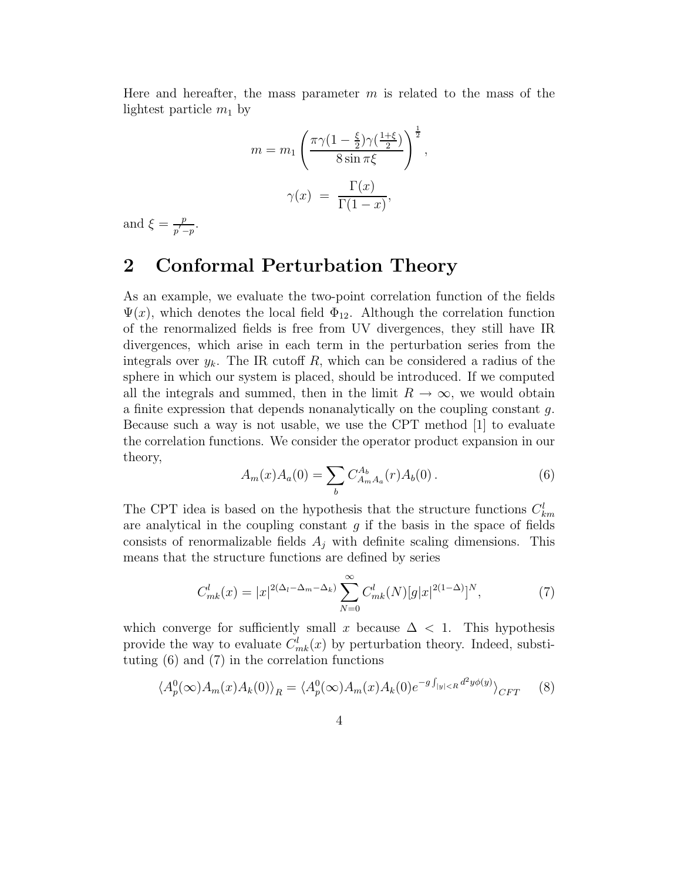Here and hereafter, the mass parameter $m$ is related to the mass of the lightest particle $m_1$ by

$$m = m_1 \left( \frac{\pi \gamma(1-\frac{\xi}{2})\gamma(\frac{1+\xi}{2})}{8 \sin \pi\xi} \right)^{\frac{1}{2}},$$

$$\gamma(x) \ = \ \frac{\Gamma(x)}{\Gamma(1-x)},$$

and $\xi = \frac{p}{p'-p}$.

## 2 Conformal Perturbation Theory

As an example, we evaluate the two-point correlation function of the fields $\Psi(x)$, which denotes the local field $\Phi_{12}$. Although the correlation function of the renormalized fields is free from UV divergences, they still have IR divergences, which arise in each term in the perturbation series from the integrals over $y_k$. The IR cutoff $R$, which can be considered a radius of the sphere in which our system is placed, should be introduced. If we computed all the integrals and summed, then in the limit $R \to \infty$, we would obtain a finite expression that depends nonanalytically on the coupling constant $g$. Because such a way is not usable, we use the CPT method [1] to evaluate the correlation functions. We consider the operator product expansion in our theory,

$$A_m(x)A_a(0) = \sum_b C_{A_m A_a}^{A_b}(r) A_b(0) \,. \tag{6}$$

The CPT idea is based on the hypothesis that the structure functions $C_{km}^l$ are analytical in the coupling constant $g$ if the basis in the space of fields consists of renormalizable fields $A_j$ with definite scaling dimensions. This means that the structure functions are defined by series

$$C_{mk}^l(x) = |x|^{2(\Delta_l - \Delta_m - \Delta_k)} \sum_{N=0}^{\infty} C_{mk}^l(N)[g|x|^{2(1-\Delta)}]^N, \tag{7}$$

which converge for sufficiently small $x$ because $\Delta < 1$. This hypothesis provide the way to evaluate $C_{mk}^l(x)$ by perturbation theory. Indeed, substituting (6) and (7) in the correlation functions

$$\langle A_p^0(\infty)A_m(x)A_k(0)\rangle_R = \langle A_p^0(\infty)A_m(x)A_k(0)e^{-g\int_{|y|<R} d^2y\phi(y)}\rangle_{CFT} \tag{8}$$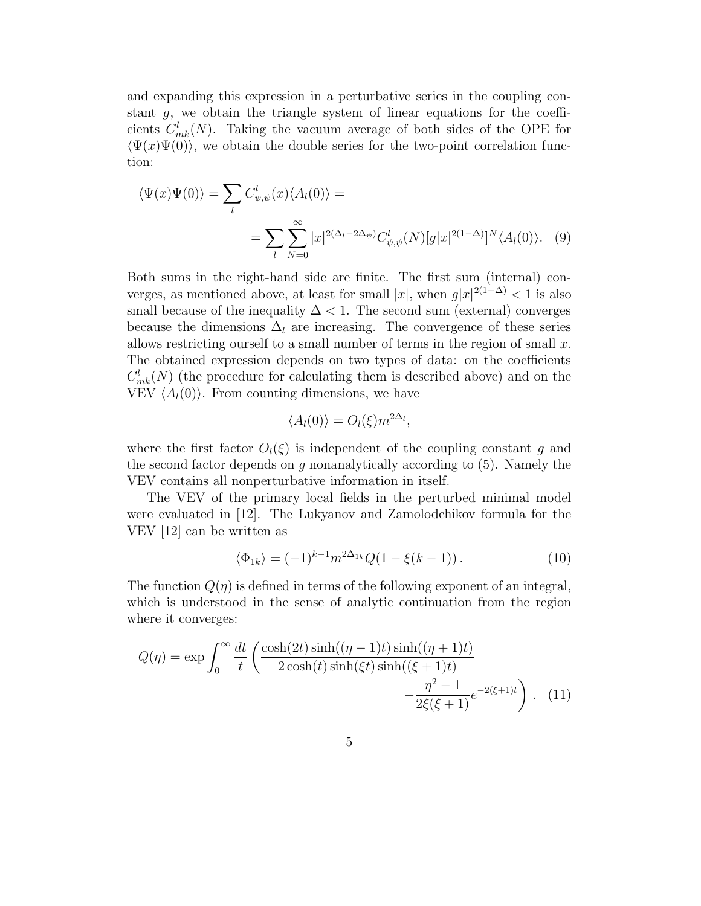and expanding this expression in a perturbative series in the coupling constant $g$, we obtain the triangle system of linear equations for the coefficients $C^l_{mk}(N)$. Taking the vacuum average of both sides of the OPE for $\langle\Psi(x)\Psi(0)\rangle$, we obtain the double series for the two-point correlation function:

$$\langle\Psi(x)\Psi(0)\rangle = \sum_l C^l_{\psi,\psi}(x)\langle A_l(0)\rangle =$$
$$= \sum_l \sum_{N=0}^{\infty} |x|^{2(\Delta_l - 2\Delta_\psi)} C^l_{\psi,\psi}(N)[g|x|^{2(1-\Delta)}]^N \langle A_l(0)\rangle. \quad (9)$$

Both sums in the right-hand side are finite. The first sum (internal) converges, as mentioned above, at least for small $|x|$, when $g|x|^{2(1-\Delta)} < 1$ is also small because of the inequality $\Delta < 1$. The second sum (external) converges because the dimensions $\Delta_l$ are increasing. The convergence of these series allows restricting ourself to a small number of terms in the region of small $x$. The obtained expression depends on two types of data: on the coefficients $C^l_{mk}(N)$ (the procedure for calculating them is described above) and on the VEV $\langle A_l(0)\rangle$. From counting dimensions, we have

$$\langle A_l(0)\rangle = O_l(\xi)m^{2\Delta_l},$$

where the first factor $O_l(\xi)$ is independent of the coupling constant $g$ and the second factor depends on $g$ nonanalytically according to (5). Namely the VEV contains all nonperturbative information in itself.

The VEV of the primary local fields in the perturbed minimal model were evaluated in [12]. The Lukyanov and Zamolodchikov formula for the VEV [12] can be written as

$$\langle\Phi_{1k}\rangle = (-1)^{k-1} m^{2\Delta_{1k}} Q(1 - \xi(k-1)). \quad (10)$$

The function $Q(\eta)$ is defined in terms of the following exponent of an integral, which is understood in the sense of analytic continuation from the region where it converges:

$$Q(\eta) = \exp \int_0^{\infty} \frac{dt}{t} \left( \frac{\cosh(2t)\sinh((\eta-1)t)\sinh((\eta+1)t)}{2\cosh(t)\sinh(\xi t)\sinh((\xi+1)t)} - \frac{\eta^2-1}{2\xi(\xi+1)} e^{-2(\xi+1)t} \right). \quad (11)$$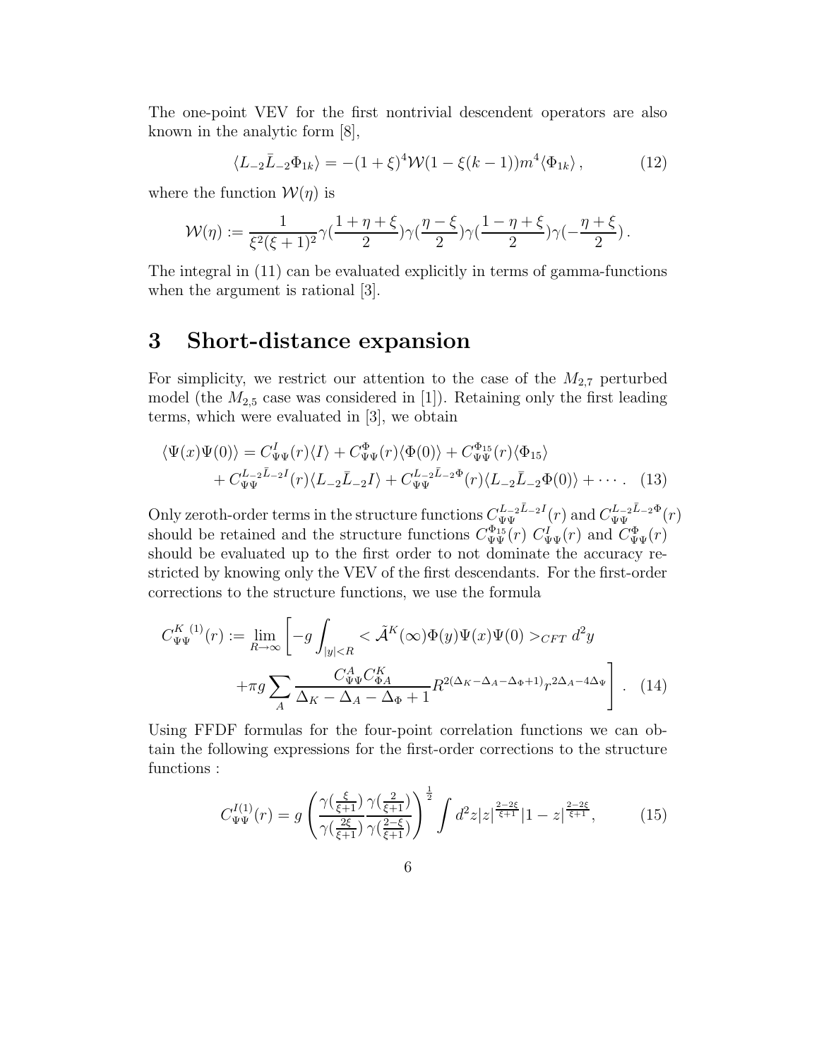The one-point VEV for the first nontrivial descendent operators are also known in the analytic form [8],

$$\langle L_{-2}\bar{L}_{-2}\Phi_{1k}\rangle = -(1+\xi)^4 \mathcal{W}(1-\xi(k-1))m^4\langle\Phi_{1k}\rangle\,, \tag{12}$$

where the function $\mathcal{W}(\eta)$ is

$$\mathcal{W}(\eta) := \frac{1}{\xi^2(\xi+1)^2}\gamma(\frac{1+\eta+\xi}{2})\gamma(\frac{\eta-\xi}{2})\gamma(\frac{1-\eta+\xi}{2})\gamma(-\frac{\eta+\xi}{2})\,.$$

The integral in (11) can be evaluated explicitly in terms of gamma-functions when the argument is rational [3].

## 3 Short-distance expansion

For simplicity, we restrict our attention to the case of the $M_{2,7}$ perturbed model (the $M_{2,5}$ case was considered in [1]). Retaining only the first leading terms, which were evaluated in [3], we obtain

$$\begin{aligned}\langle\Psi(x)\Psi(0)\rangle &= C^I_{\Psi\Psi}(r)\langle I\rangle + C^{\Phi}_{\Psi\Psi}(r)\langle\Phi(0)\rangle + C^{\Phi_{15}}_{\Psi\Psi}(r)\langle\Phi_{15}\rangle \\ &+ C^{L_{-2}\bar{L}_{-2}I}_{\Psi\Psi}(r)\langle L_{-2}\bar{L}_{-2}I\rangle + C^{L_{-2}\bar{L}_{-2}\Phi}_{\Psi\Psi}(r)\langle L_{-2}\bar{L}_{-2}\Phi(0)\rangle + \cdots\,. \end{aligned}\tag{13}$$

Only zeroth-order terms in the structure functions $C^{L_{-2}\bar{L}_{-2}I}_{\Psi\Psi}(r)$ and $C^{L_{-2}\bar{L}_{-2}\Phi}_{\Psi\Psi}(r)$ should be retained and the structure functions $C^{\Phi_{15}}_{\Psi\Psi}(r)$ $C^{I}_{\Psi\Psi}(r)$ and $C^{\Phi}_{\Psi\Psi}(r)$ should be evaluated up to the first order to not dominate the accuracy restricted by knowing only the VEV of the first descendants. For the first-order corrections to the structure functions, we use the formula

$$\begin{aligned}C^{K\,(1)}_{\Psi\Psi}(r) := \lim_{R\to\infty}\Bigg[&-g\int_{|y|<R} <\tilde{\mathcal{A}}^K(\infty)\Phi(y)\Psi(x)\Psi(0)>_{CFT}\,d^2y \\ &+\pi g\sum_A \frac{C^A_{\Psi\Psi}C^K_{\Phi A}}{\Delta_K-\Delta_A-\Delta_\Phi+1}R^{2(\Delta_K-\Delta_A-\Delta_\Phi+1)}r^{2\Delta_A-4\Delta_\Psi}\Bigg]\,. \end{aligned}\tag{14}$$

Using FFDF formulas for the four-point correlation functions we can obtain the following expressions for the first-order corrections to the structure functions :

$$C^{I(1)}_{\Psi\Psi}(r) = g\left(\frac{\gamma(\frac{\xi}{\xi+1})}{\gamma(\frac{2\xi}{\xi+1})}\frac{\gamma(\frac{2}{\xi+1})}{\gamma(\frac{2-\xi}{\xi+1})}\right)^{\frac{1}{2}}\int d^2z|z|^{\frac{2-2\xi}{\xi+1}}|1-z|^{\frac{2-2\xi}{\xi+1}}, \tag{15}$$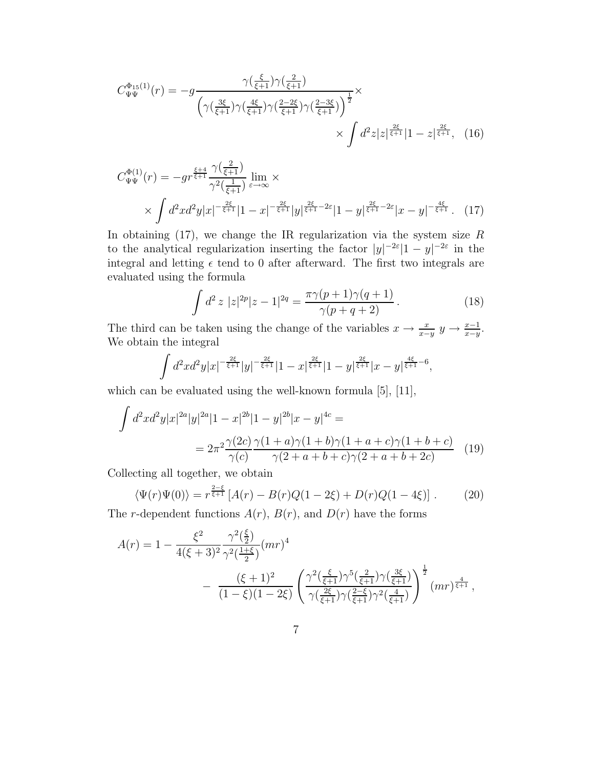$$C_{\Psi\Psi}^{\Phi_{15}(1)}(r) = -g \frac{\gamma(\frac{\xi}{\xi+1})\gamma(\frac{2}{\xi+1})}{\left(\gamma(\frac{3\xi}{\xi+1})\gamma(\frac{4\xi}{\xi+1})\gamma(\frac{2-2\xi}{\xi+1})\gamma(\frac{2-3\xi}{\xi+1})\right)^{\frac{1}{2}}} \times \\ \times \int d^2z |z|^{\frac{2\xi}{\xi+1}} |1-z|^{\frac{2\xi}{\xi+1}}, \quad (16)$$

$$C_{\Psi\Psi}^{\Phi(1)}(r) = -g r^{\frac{\xi+4}{\xi+1}} \frac{\gamma(\frac{2}{\xi+1})}{\gamma^2(\frac{1}{\xi+1})} \lim_{\varepsilon \to \infty} \times \\ \times \int d^2x d^2y |x|^{-\frac{2\xi}{\xi+1}} |1-x|^{-\frac{2\xi}{\xi+1}} |y|^{\frac{2\xi}{\xi+1}-2\varepsilon} |1-y|^{\frac{2\xi}{\xi+1}-2\varepsilon} |x-y|^{-\frac{4\xi}{\xi+1}}. \quad (17)$$

In obtaining (17), we change the IR regularization via the system size $R$ to the analytical regularization inserting the factor $|y|^{-2\varepsilon}|1-y|^{-2\varepsilon}$ in the integral and letting $\epsilon$ tend to 0 after afterward. The first two integrals are evaluated using the formula

$$\int d^2\, z\ |z|^{2p}|z-1|^{2q} = \frac{\pi\gamma(p+1)\gamma(q+1)}{\gamma(p+q+2)}. \quad (18)$$

The third can be taken using the change of the variables $x \to \frac{x}{x-y}$ $y \to \frac{x-1}{x-y}$. We obtain the integral

$$\int d^2x d^2y |x|^{-\frac{2\xi}{\xi+1}} |y|^{-\frac{2\xi}{\xi+1}} |1-x|^{\frac{2\xi}{\xi+1}} |1-y|^{\frac{2\xi}{\xi+1}} |x-y|^{\frac{4\xi}{\xi+1}-6},$$

which can be evaluated using the well-known formula [5], [11],

$$\int d^2x d^2y |x|^{2a}|y|^{2a}|1-x|^{2b}|1-y|^{2b}|x-y|^{4c} = \\ = 2\pi^2 \frac{\gamma(2c)}{\gamma(c)} \frac{\gamma(1+a)\gamma(1+b)\gamma(1+a+c)\gamma(1+b+c)}{\gamma(2+a+b+c)\gamma(2+a+b+2c)} \quad (19)$$

Collecting all together, we obtain

$$\langle \Psi(r)\Psi(0)\rangle = r^{\frac{2-\xi}{\xi+1}} \left[A(r) - B(r)Q(1-2\xi) + D(r)Q(1-4\xi)\right]. \quad (20)$$

The $r$-dependent functions $A(r)$, $B(r)$, and $D(r)$ have the forms

$$A(r) = 1 - \frac{\xi^2}{4(\xi+3)^2} \frac{\gamma^2(\frac{\xi}{2})}{\gamma^2(\frac{1+\xi}{2})} (mr)^4 \\ - \frac{(\xi+1)^2}{(1-\xi)(1-2\xi)} \left( \frac{\gamma^2(\frac{\xi}{\xi+1})\gamma^5(\frac{2}{\xi+1})\gamma(\frac{3\xi}{\xi+1})}{\gamma(\frac{2\xi}{\xi+1})\gamma(\frac{2-\xi}{\xi+1})\gamma^2(\frac{4}{\xi+1})} \right)^{\frac{1}{2}} (mr)^{\frac{4}{\xi+1}},$$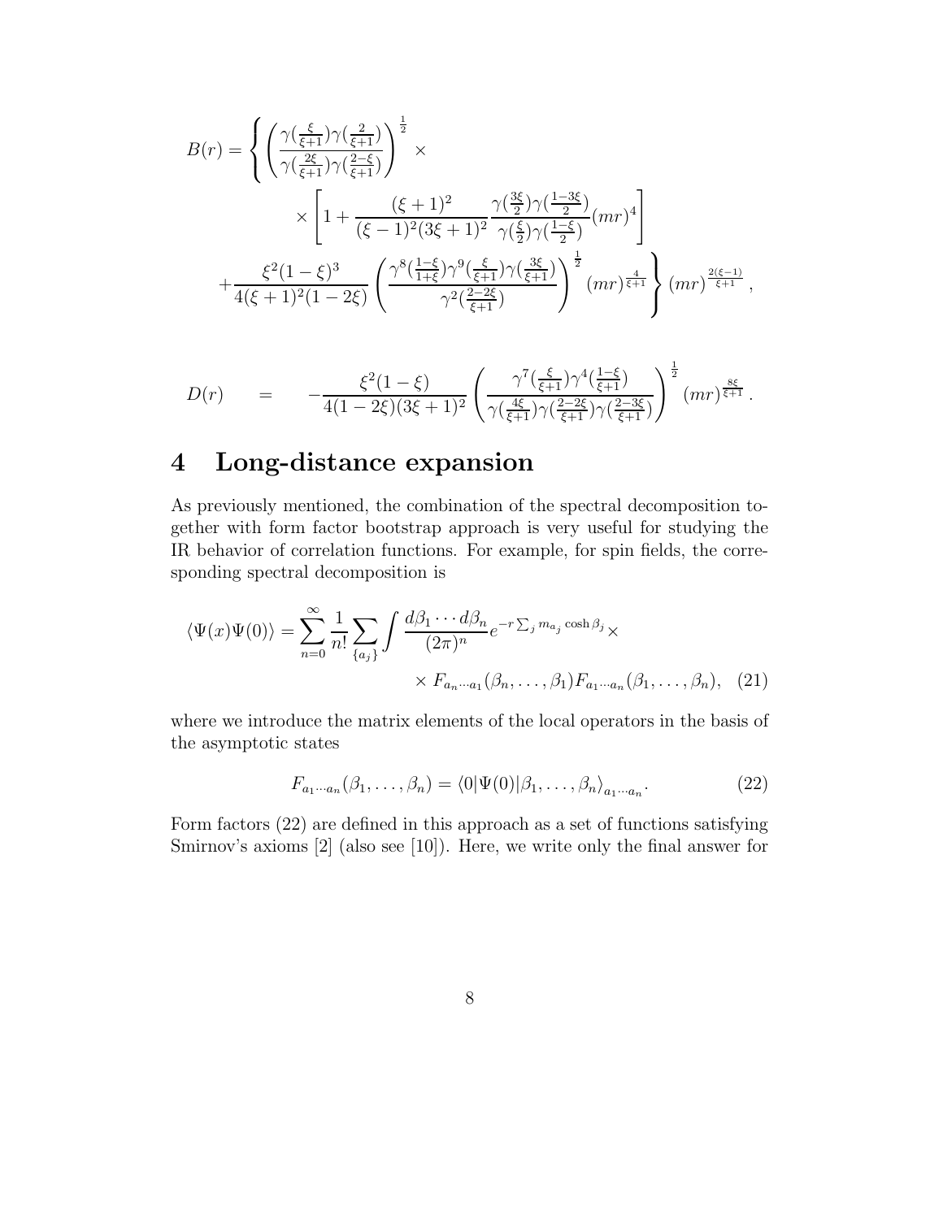$$
B(r) = \left\{ \left( \frac{\gamma(\frac{\xi}{\xi+1})\gamma(\frac{2}{\xi+1})}{\gamma(\frac{2\xi}{\xi+1})\gamma(\frac{2-\xi}{\xi+1})} \right)^{\frac{1}{2}} \times \right.
$$

$$
\times \left[ 1 + \frac{(\xi+1)^2}{(\xi-1)^2(3\xi+1)^2} \frac{\gamma(\frac{3\xi}{2})\gamma(\frac{1-3\xi}{2})}{\gamma(\frac{\xi}{2})\gamma(\frac{1-\xi}{2})} (mr)^4 \right]
$$

$$
\left. + \frac{\xi^2(1-\xi)^3}{4(\xi+1)^2(1-2\xi)} \left( \frac{\gamma^8(\frac{1-\xi}{1+\xi})\gamma^9(\frac{\xi}{\xi+1})\gamma(\frac{3\xi}{\xi+1})}{\gamma^2(\frac{2-2\xi}{\xi+1})} \right)^{\frac{1}{2}} (mr)^{\frac{4}{\xi+1}} \right\} (mr)^{\frac{2(\xi-1)}{\xi+1}} ,
$$

$$
D(r) \quad = \quad -\frac{\xi^2(1-\xi)}{4(1-2\xi)(3\xi+1)^2} \left( \frac{\gamma^7(\frac{\xi}{\xi+1})\gamma^4(\frac{1-\xi}{\xi+1})}{\gamma(\frac{4\xi}{\xi+1})\gamma(\frac{2-2\xi}{\xi+1})\gamma(\frac{2-3\xi}{\xi+1})} \right)^{\frac{1}{2}} (mr)^{\frac{8\xi}{\xi+1}} .
$$

# 4 Long-distance expansion

As previously mentioned, the combination of the spectral decomposition together with form factor bootstrap approach is very useful for studying the IR behavior of correlation functions. For example, for spin fields, the corresponding spectral decomposition is

$$
\langle \Psi(x)\Psi(0) \rangle = \sum_{n=0}^{\infty} \frac{1}{n!} \sum_{\{a_j\}} \int \frac{d\beta_1 \cdots d\beta_n}{(2\pi)^n} e^{-r\sum_j m_{a_j}\cosh\beta_j} \times
$$

$$
\times F_{a_n \cdots a_1}(\beta_n, \ldots, \beta_1) F_{a_1 \cdots a_n}(\beta_1, \ldots, \beta_n), \quad (21)
$$

where we introduce the matrix elements of the local operators in the basis of the asymptotic states

$$
F_{a_1 \cdots a_n}(\beta_1, \ldots, \beta_n) = \langle 0|\Psi(0)|\beta_1, \ldots, \beta_n\rangle_{a_1 \cdots a_n}. \quad (22)
$$

Form factors (22) are defined in this approach as a set of functions satisfying Smirnov's axioms [2] (also see [10]). Here, we write only the final answer for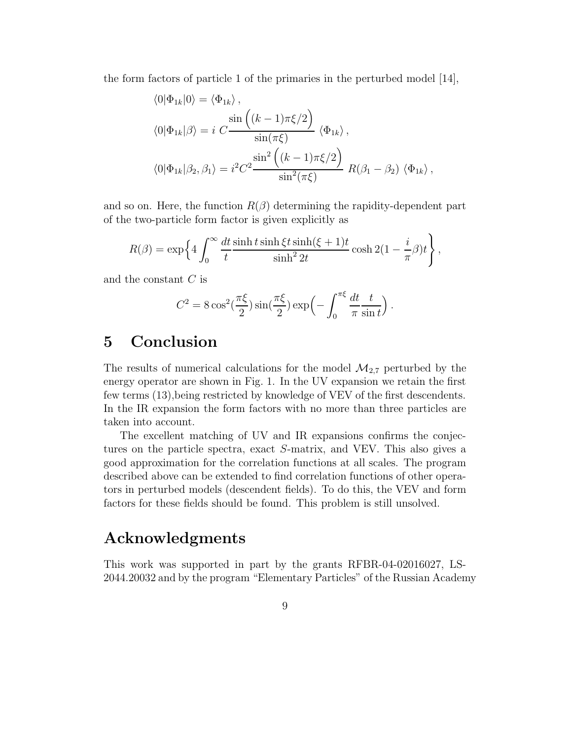the form factors of particle 1 of the primaries in the perturbed model [14],

$$
\begin{aligned}
&\langle 0|\Phi_{1k}|0\rangle = \langle \Phi_{1k}\rangle\,, \\
&\langle 0|\Phi_{1k}|\beta\rangle = i\ C\frac{\sin\Big((k-1)\pi\xi/2\Big)}{\sin(\pi\xi)}\ \langle \Phi_{1k}\rangle\,, \\
&\langle 0|\Phi_{1k}|\beta_2,\beta_1\rangle = i^2C^2\frac{\sin^2\Big((k-1)\pi\xi/2\Big)}{\sin^2(\pi\xi)}\ R(\beta_1-\beta_2)\ \langle \Phi_{1k}\rangle\,,
\end{aligned}
$$

and so on. Here, the function $R(\beta)$ determining the rapidity-dependent part of the two-particle form factor is given explicitly as

$$
R(\beta) = \exp\Big\{4\int_0^\infty \frac{dt}{t}\frac{\sinh t\sinh\xi t\sinh(\xi+1)t}{\sinh^2 2t}\cosh 2(1-\frac{i}{\pi}\beta)t\Bigg\}\,,
$$

and the constant $C$ is

$$
C^2 = 8\cos^2(\frac{\pi\xi}{2})\sin(\frac{\pi\xi}{2})\exp\Big(-\int_0^{\pi\xi}\frac{dt}{\pi}\frac{t}{\sin t}\Big)\,.
$$

# 5 Conclusion

The results of numerical calculations for the model $\mathcal{M}_{2,7}$ perturbed by the energy operator are shown in Fig. 1. In the UV expansion we retain the first few terms (13),being restricted by knowledge of VEV of the first descendents. In the IR expansion the form factors with no more than three particles are taken into account.

The excellent matching of UV and IR expansions confirms the conjectures on the particle spectra, exact $S$-matrix, and VEV. This also gives a good approximation for the correlation functions at all scales. The program described above can be extended to find correlation functions of other operators in perturbed models (descendent fields). To do this, the VEV and form factors for these fields should be found. This problem is still unsolved.

# Acknowledgments

This work was supported in part by the grants RFBR-04-02016027, LS-2044.20032 and by the program "Elementary Particles" of the Russian Academy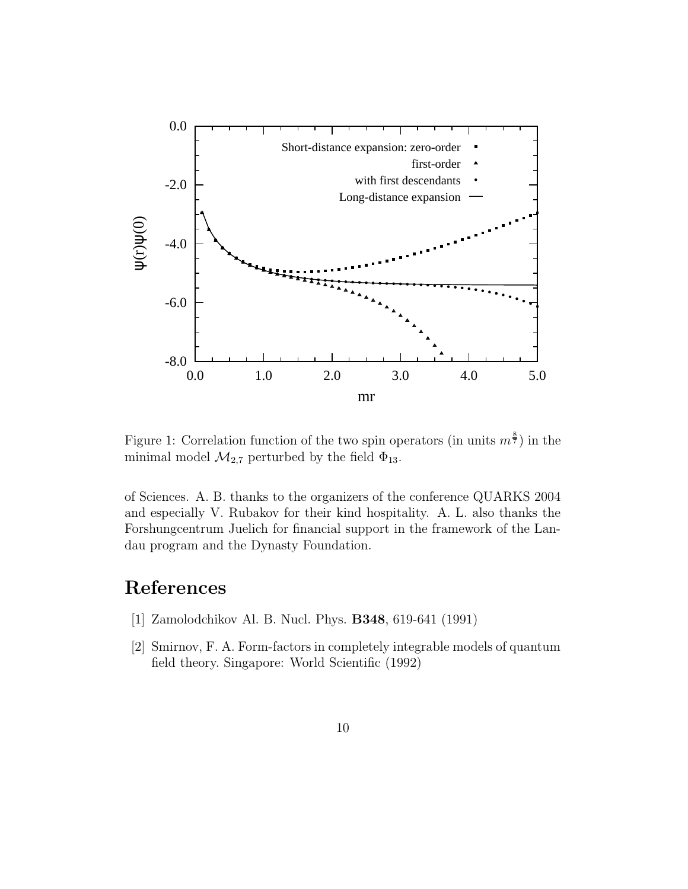Figure 1: Correlation function of the two spin operators (in units $m^{\frac{8}{7}}$) in the minimal model $\mathcal{M}_{2,7}$ perturbed by the field $\Phi_{13}$.

of Sciences. A. B. thanks to the organizers of the conference QUARKS 2004 and especially V. Rubakov for their kind hospitality. A. L. also thanks the Forshungcentrum Juelich for financial support in the framework of the Landau program and the Dynasty Foundation.

# References

[1] Zamolodchikov Al. B. Nucl. Phys. **B348**, 619-641 (1991)

[2] Smirnov, F. A. Form-factors in completely integrable models of quantum field theory. Singapore: World Scientific (1992)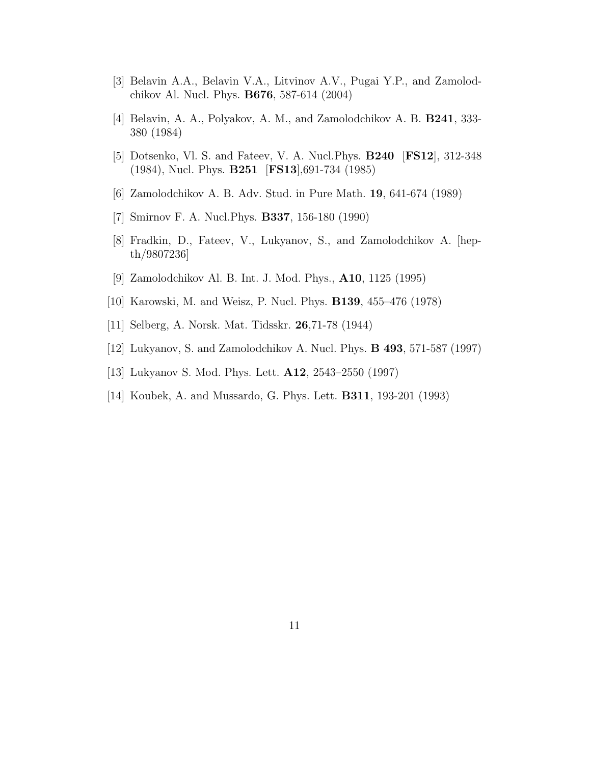[3] Belavin A.A., Belavin V.A., Litvinov A.V., Pugai Y.P., and Zamolodchikov Al. Nucl. Phys. **B676**, 587-614 (2004)

[4] Belavin, A. A., Polyakov, A. M., and Zamolodchikov A. B. **B241**, 333-380 (1984)

[5] Dotsenko, Vl. S. and Fateev, V. A. Nucl.Phys. **B240** [**FS12**], 312-348 (1984), Nucl. Phys. **B251** [**FS13**],691-734 (1985)

[6] Zamolodchikov A. B. Adv. Stud. in Pure Math. **19**, 641-674 (1989)

[7] Smirnov F. A. Nucl.Phys. **B337**, 156-180 (1990)

[8] Fradkin, D., Fateev, V., Lukyanov, S., and Zamolodchikov A. [hep-th/9807236]

[9] Zamolodchikov Al. B. Int. J. Mod. Phys., **A10**, 1125 (1995)

[10] Karowski, M. and Weisz, P. Nucl. Phys. **B139**, 455–476 (1978)

[11] Selberg, A. Norsk. Mat. Tidsskr. **26**,71-78 (1944)

[12] Lukyanov, S. and Zamolodchikov A. Nucl. Phys. **B 493**, 571-587 (1997)

[13] Lukyanov S. Mod. Phys. Lett. **A12**, 2543–2550 (1997)

[14] Koubek, A. and Mussardo, G. Phys. Lett. **B311**, 193-201 (1993)